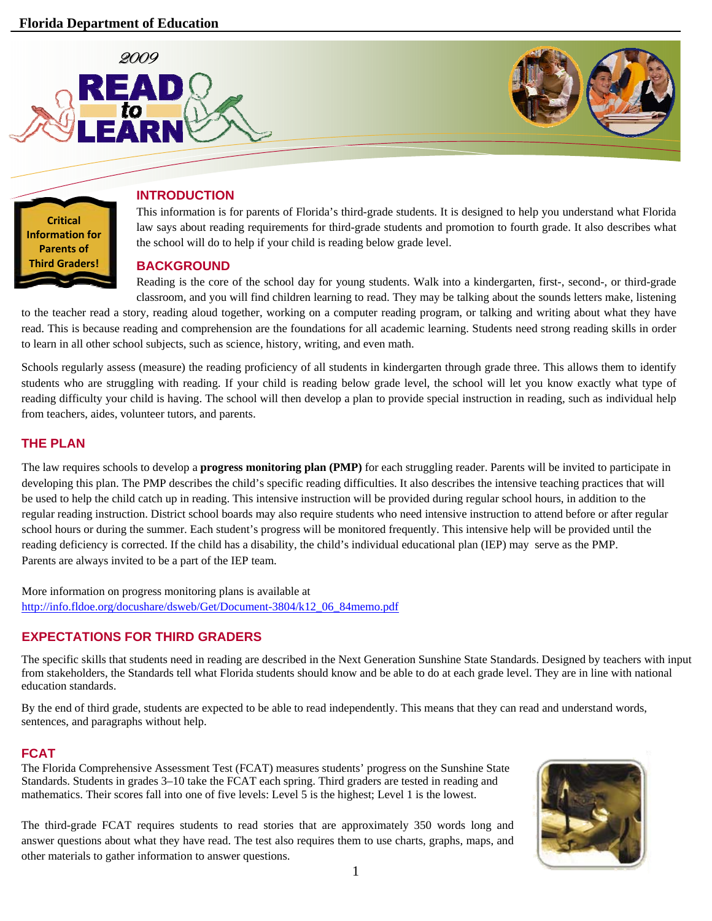Florida Department of Education

# 2009 READ to LEARN

**Critical Information for Parents of Third Graders!**

## INTRODUCTION

This information is for parents of Florida's third-grade students. It is designed to help you understand what Florida law says about reading requirements for third-grade students and promotion to fourth grade. It also describes what the school will do to help if your child is reading below grade level.

## BACKGROUND

Reading is the core of the school day for young students. Walk into a kindergarten, first-, second-, or third-grade classroom, and you will find children learning to read. They may be talking about the sounds letters make, listening to the teacher read a story, reading aloud together, working on a computer reading program, or talking and writing about what they have read. This is because reading and comprehension are the foundations for all academic learning. Students need strong reading skills in order to learn in all other school subjects, such as science, history, writing, and even math.

Schools regularly assess (measure) the reading proficiency of all students in kindergarten through grade three. This allows them to identify students who are struggling with reading. If your child is reading below grade level, the school will let you know exactly what type of reading difficulty your child is having. The school will then develop a plan to provide special instruction in reading, such as individual help from teachers, aides, volunteer tutors, and parents.

## THE PLAN

The law requires schools to develop a **progress monitoring plan (PMP)** for each struggling reader. Parents will be invited to participate in developing this plan. The PMP describes the child's specific reading difficulties. It also describes the intensive teaching practices that will be used to help the child catch up in reading. This intensive instruction will be provided during regular school hours, in addition to the regular reading instruction. District school boards may also require students who need intensive instruction to attend before or after regular school hours or during the summer. Each student's progress will be monitored frequently. This intensive help will be provided until the reading deficiency is corrected. If the child has a disability, the child's individual educational plan (IEP) may serve as the PMP. Parents are always invited to be a part of the IEP team.

More information on progress monitoring plans is available at
http://info.fldoe.org/docushare/dsweb/Get/Document-3804/k12_06_84memo.pdf

## EXPECTATIONS FOR THIRD GRADERS

The specific skills that students need in reading are described in the Next Generation Sunshine State Standards. Designed by teachers with input from stakeholders, the Standards tell what Florida students should know and be able to do at each grade level. They are in line with national education standards.

By the end of third grade, students are expected to be able to read independently. This means that they can read and understand words, sentences, and paragraphs without help.

## FCAT

The Florida Comprehensive Assessment Test (FCAT) measures students' progress on the Sunshine State Standards. Students in grades 3–10 take the FCAT each spring. Third graders are tested in reading and mathematics. Their scores fall into one of five levels: Level 5 is the highest; Level 1 is the lowest.

The third-grade FCAT requires students to read stories that are approximately 350 words long and answer questions about what they have read. The test also requires them to use charts, graphs, maps, and other materials to gather information to answer questions.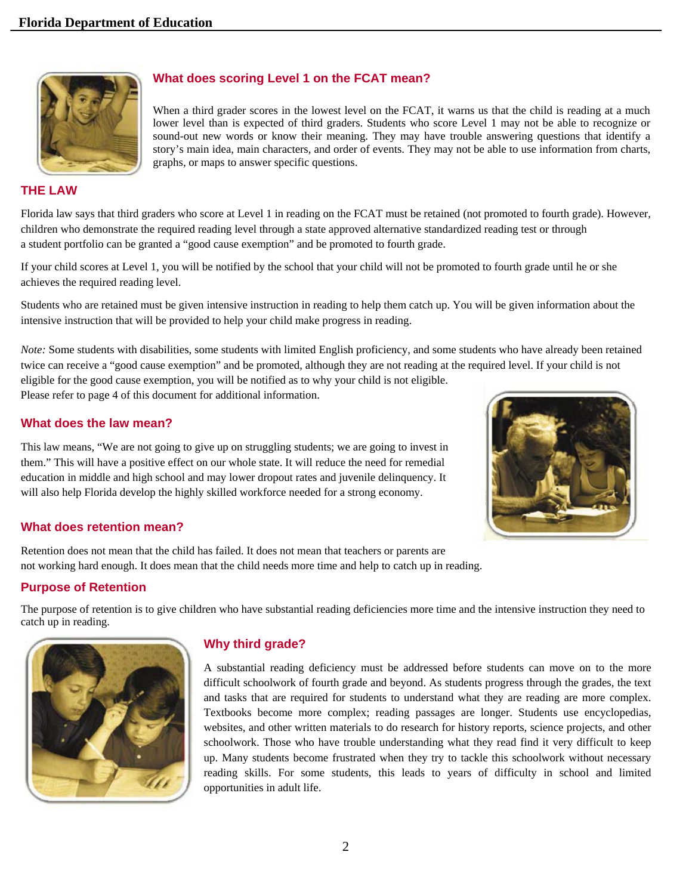## What does scoring Level 1 on the FCAT mean?

When a third grader scores in the lowest level on the FCAT, it warns us that the child is reading at a much lower level than is expected of third graders. Students who score Level 1 may not be able to recognize or sound-out new words or know their meaning. They may have trouble answering questions that identify a story's main idea, main characters, and order of events. They may not be able to use information from charts, graphs, or maps to answer specific questions.

## THE LAW

Florida law says that third graders who score at Level 1 in reading on the FCAT must be retained (not promoted to fourth grade). However, children who demonstrate the required reading level through a state approved alternative standardized reading test or through a student portfolio can be granted a "good cause exemption" and be promoted to fourth grade.

If your child scores at Level 1, you will be notified by the school that your child will not be promoted to fourth grade until he or she achieves the required reading level.

Students who are retained must be given intensive instruction in reading to help them catch up. You will be given information about the intensive instruction that will be provided to help your child make progress in reading.

*Note:* Some students with disabilities, some students with limited English proficiency, and some students who have already been retained twice can receive a "good cause exemption" and be promoted, although they are not reading at the required level. If your child is not eligible for the good cause exemption, you will be notified as to why your child is not eligible. Please refer to page 4 of this document for additional information.

## What does the law mean?

This law means, "We are not going to give up on struggling students; we are going to invest in them." This will have a positive effect on our whole state. It will reduce the need for remedial education in middle and high school and may lower dropout rates and juvenile delinquency. It will also help Florida develop the highly skilled workforce needed for a strong economy.

## What does retention mean?

Retention does not mean that the child has failed. It does not mean that teachers or parents are not working hard enough. It does mean that the child needs more time and help to catch up in reading.

## Purpose of Retention

The purpose of retention is to give children who have substantial reading deficiencies more time and the intensive instruction they need to catch up in reading.

## Why third grade?

A substantial reading deficiency must be addressed before students can move on to the more difficult schoolwork of fourth grade and beyond. As students progress through the grades, the text and tasks that are required for students to understand what they are reading are more complex. Textbooks become more complex; reading passages are longer. Students use encyclopedias, websites, and other written materials to do research for history reports, science projects, and other schoolwork. Those who have trouble understanding what they read find it very difficult to keep up. Many students become frustrated when they try to tackle this schoolwork without necessary reading skills. For some students, this leads to years of difficulty in school and limited opportunities in adult life.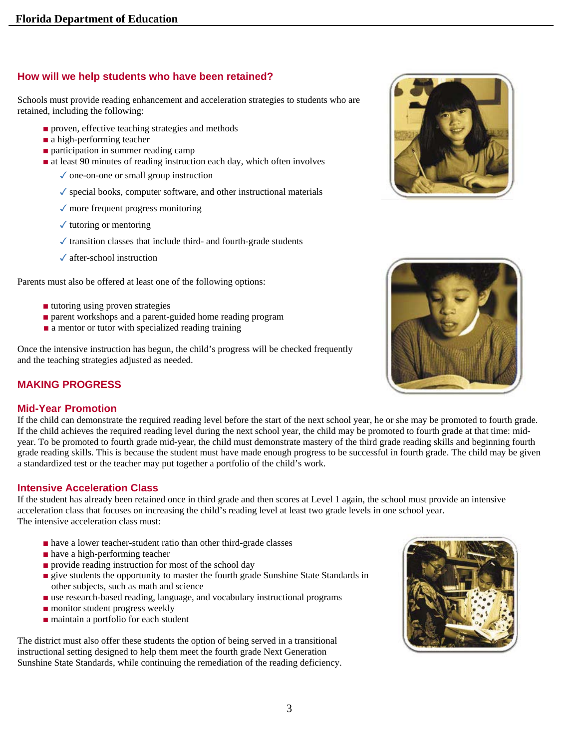## How will we help students who have been retained?

Schools must provide reading enhancement and acceleration strategies to students who are retained, including the following:

- proven, effective teaching strategies and methods
- a high-performing teacher
- participation in summer reading camp
- at least 90 minutes of reading instruction each day, which often involves
  - ✓ one-on-one or small group instruction
  - ✓ special books, computer software, and other instructional materials
  - ✓ more frequent progress monitoring
  - ✓ tutoring or mentoring
  - ✓ transition classes that include third- and fourth-grade students
  - ✓ after-school instruction

Parents must also be offered at least one of the following options:

- tutoring using proven strategies
- parent workshops and a parent-guided home reading program
- a mentor or tutor with specialized reading training

Once the intensive instruction has begun, the child's progress will be checked frequently and the teaching strategies adjusted as needed.

## MAKING PROGRESS

### Mid-Year Promotion

If the child can demonstrate the required reading level before the start of the next school year, he or she may be promoted to fourth grade. If the child achieves the required reading level during the next school year, the child may be promoted to fourth grade at that time: mid-year. To be promoted to fourth grade mid-year, the child must demonstrate mastery of the third grade reading skills and beginning fourth grade reading skills. This is because the student must have made enough progress to be successful in fourth grade. The child may be given a standardized test or the teacher may put together a portfolio of the child's work.

### Intensive Acceleration Class

If the student has already been retained once in third grade and then scores at Level 1 again, the school must provide an intensive acceleration class that focuses on increasing the child's reading level at least two grade levels in one school year.
The intensive acceleration class must:

- have a lower teacher-student ratio than other third-grade classes
- have a high-performing teacher
- provide reading instruction for most of the school day
- give students the opportunity to master the fourth grade Sunshine State Standards in other subjects, such as math and science
- use research-based reading, language, and vocabulary instructional programs
- monitor student progress weekly
- maintain a portfolio for each student

The district must also offer these students the option of being served in a transitional instructional setting designed to help them meet the fourth grade Next Generation Sunshine State Standards, while continuing the remediation of the reading deficiency.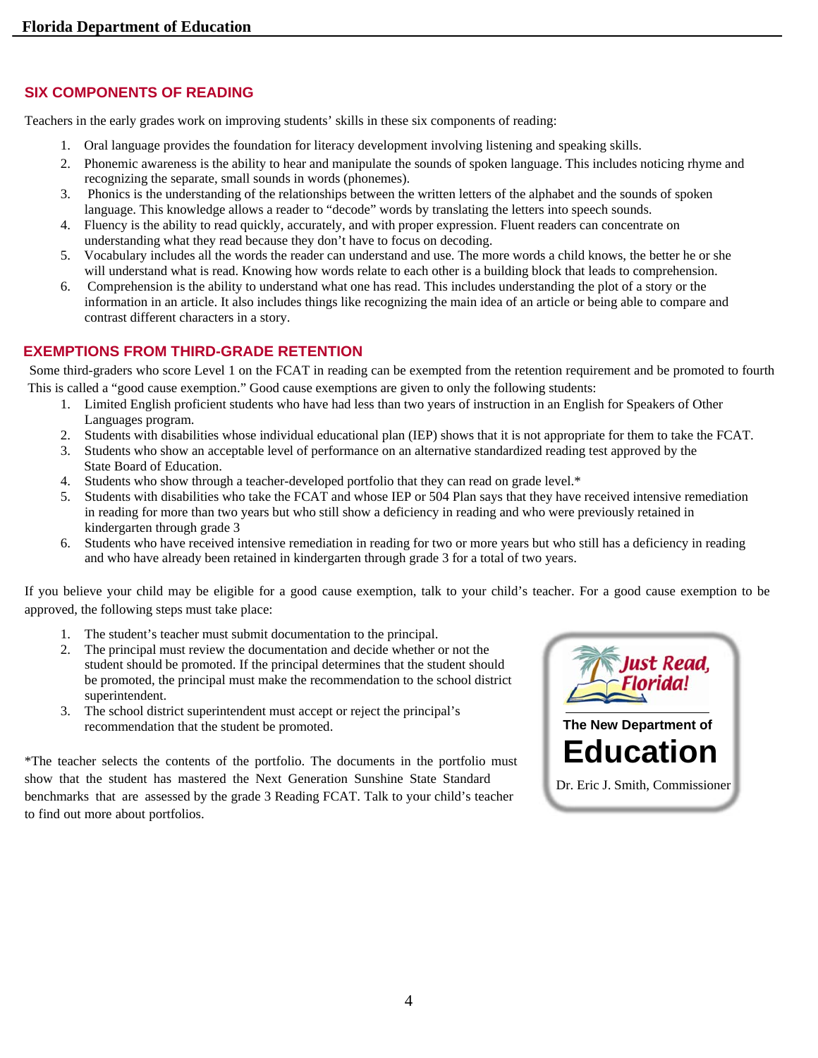## SIX COMPONENTS OF READING

Teachers in the early grades work on improving students' skills in these six components of reading:

1. Oral language provides the foundation for literacy development involving listening and speaking skills.
2. Phonemic awareness is the ability to hear and manipulate the sounds of spoken language. This includes noticing rhyme and recognizing the separate, small sounds in words (phonemes).
3. Phonics is the understanding of the relationships between the written letters of the alphabet and the sounds of spoken language. This knowledge allows a reader to "decode" words by translating the letters into speech sounds.
4. Fluency is the ability to read quickly, accurately, and with proper expression. Fluent readers can concentrate on understanding what they read because they don't have to focus on decoding.
5. Vocabulary includes all the words the reader can understand and use. The more words a child knows, the better he or she will understand what is read. Knowing how words relate to each other is a building block that leads to comprehension.
6. Comprehension is the ability to understand what one has read. This includes understanding the plot of a story or the information in an article. It also includes things like recognizing the main idea of an article or being able to compare and contrast different characters in a story.

## EXEMPTIONS FROM THIRD-GRADE RETENTION

Some third-graders who score Level 1 on the FCAT in reading can be exempted from the retention requirement and be promoted to fourth This is called a "good cause exemption." Good cause exemptions are given to only the following students:

1. Limited English proficient students who have had less than two years of instruction in an English for Speakers of Other Languages program.
2. Students with disabilities whose individual educational plan (IEP) shows that it is not appropriate for them to take the FCAT.
3. Students who show an acceptable level of performance on an alternative standardized reading test approved by the State Board of Education.
4. Students who show through a teacher-developed portfolio that they can read on grade level.*
5. Students with disabilities who take the FCAT and whose IEP or 504 Plan says that they have received intensive remediation in reading for more than two years but who still show a deficiency in reading and who were previously retained in kindergarten through grade 3
6. Students who have received intensive remediation in reading for two or more years but who still has a deficiency in reading and who have already been retained in kindergarten through grade 3 for a total of two years.

If you believe your child may be eligible for a good cause exemption, talk to your child's teacher. For a good cause exemption to be approved, the following steps must take place:

1. The student's teacher must submit documentation to the principal.
2. The principal must review the documentation and decide whether or not the student should be promoted. If the principal determines that the student should be promoted, the principal must make the recommendation to the school district superintendent.
3. The school district superintendent must accept or reject the principal's recommendation that the student be promoted.

*The teacher selects the contents of the portfolio. The documents in the portfolio must show that the student has mastered the Next Generation Sunshine State Standard benchmarks that are assessed by the grade 3 Reading FCAT. Talk to your child's teacher to find out more about portfolios.

Just Read, Florida!

The New Department of

**Education**

Dr. Eric J. Smith, Commissioner